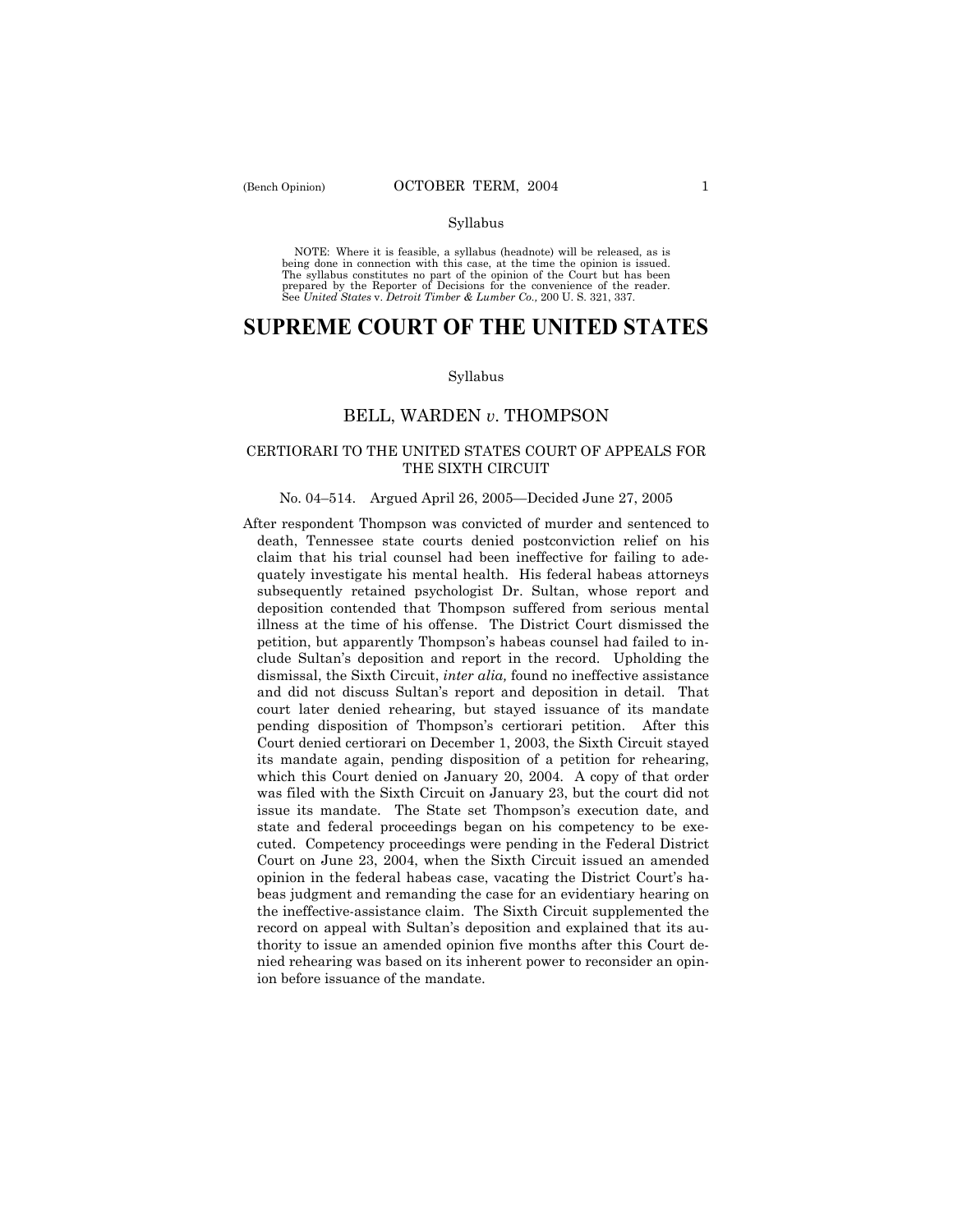Syllabus

NOTE: Where it is feasible, a syllabus (headnote) will be released, as is being done in connection with this case, at the time the opinion is issued. The syllabus constitutes no part of the opinion of the Court but has been prepared by the Reporter of Decisions for the convenience of the reader. See *United States* v. *Detroit Timber & Lumber Co.,* 200 U. S. 321, 337.

# SUPREME COURT OF THE UNITED STATES

Syllabus

## BELL, WARDEN *v.* THOMPSON

### CERTIORARI TO THE UNITED STATES COURT OF APPEALS FOR THE SIXTH CIRCUIT

No. 04–514. Argued April 26, 2005—Decided June 27, 2005

After respondent Thompson was convicted of murder and sentenced to death, Tennessee state courts denied postconviction relief on his claim that his trial counsel had been ineffective for failing to adequately investigate his mental health. His federal habeas attorneys subsequently retained psychologist Dr. Sultan, whose report and deposition contended that Thompson suffered from serious mental illness at the time of his offense. The District Court dismissed the petition, but apparently Thompson's habeas counsel had failed to include Sultan's deposition and report in the record. Upholding the dismissal, the Sixth Circuit, *inter alia,* found no ineffective assistance and did not discuss Sultan's report and deposition in detail. That court later denied rehearing, but stayed issuance of its mandate pending disposition of Thompson's certiorari petition. After this Court denied certiorari on December 1, 2003, the Sixth Circuit stayed its mandate again, pending disposition of a petition for rehearing, which this Court denied on January 20, 2004. A copy of that order was filed with the Sixth Circuit on January 23, but the court did not issue its mandate. The State set Thompson's execution date, and state and federal proceedings began on his competency to be executed. Competency proceedings were pending in the Federal District Court on June 23, 2004, when the Sixth Circuit issued an amended opinion in the federal habeas case, vacating the District Court's habeas judgment and remanding the case for an evidentiary hearing on the ineffective-assistance claim. The Sixth Circuit supplemented the record on appeal with Sultan's deposition and explained that its authority to issue an amended opinion five months after this Court denied rehearing was based on its inherent power to reconsider an opinion before issuance of the mandate.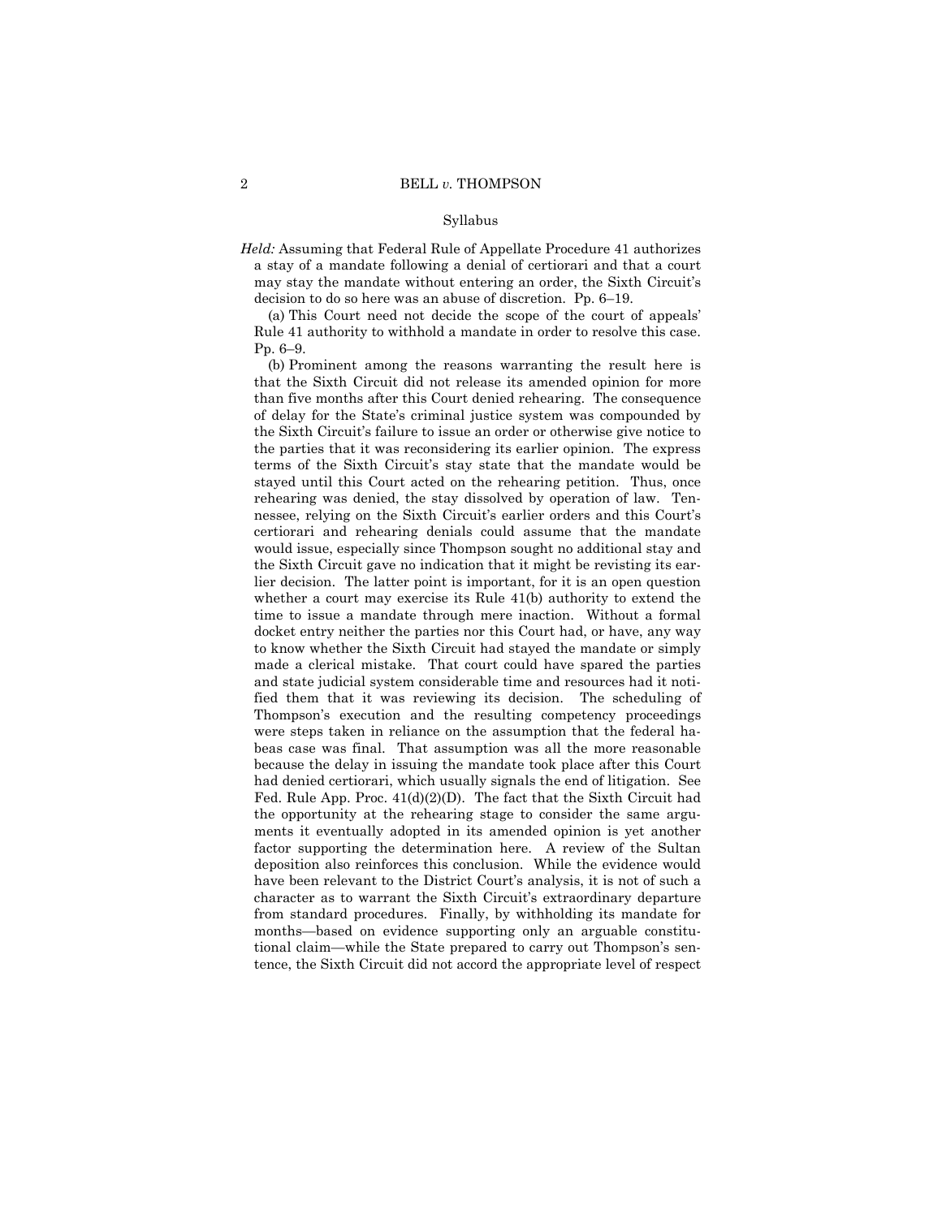Syllabus

*Held:* Assuming that Federal Rule of Appellate Procedure 41 authorizes a stay of a mandate following a denial of certiorari and that a court may stay the mandate without entering an order, the Sixth Circuit's decision to do so here was an abuse of discretion. Pp. 6–19.

(a) This Court need not decide the scope of the court of appeals' Rule 41 authority to withhold a mandate in order to resolve this case. Pp. 6–9.

(b) Prominent among the reasons warranting the result here is that the Sixth Circuit did not release its amended opinion for more than five months after this Court denied rehearing. The consequence of delay for the State's criminal justice system was compounded by the Sixth Circuit's failure to issue an order or otherwise give notice to the parties that it was reconsidering its earlier opinion. The express terms of the Sixth Circuit's stay state that the mandate would be stayed until this Court acted on the rehearing petition. Thus, once rehearing was denied, the stay dissolved by operation of law. Tennessee, relying on the Sixth Circuit's earlier orders and this Court's certiorari and rehearing denials could assume that the mandate would issue, especially since Thompson sought no additional stay and the Sixth Circuit gave no indication that it might be revisting its earlier decision. The latter point is important, for it is an open question whether a court may exercise its Rule 41(b) authority to extend the time to issue a mandate through mere inaction. Without a formal docket entry neither the parties nor this Court had, or have, any way to know whether the Sixth Circuit had stayed the mandate or simply made a clerical mistake. That court could have spared the parties and state judicial system considerable time and resources had it notified them that it was reviewing its decision. The scheduling of Thompson's execution and the resulting competency proceedings were steps taken in reliance on the assumption that the federal habeas case was final. That assumption was all the more reasonable because the delay in issuing the mandate took place after this Court had denied certiorari, which usually signals the end of litigation. See Fed. Rule App. Proc. 41(d)(2)(D). The fact that the Sixth Circuit had the opportunity at the rehearing stage to consider the same arguments it eventually adopted in its amended opinion is yet another factor supporting the determination here. A review of the Sultan deposition also reinforces this conclusion. While the evidence would have been relevant to the District Court's analysis, it is not of such a character as to warrant the Sixth Circuit's extraordinary departure from standard procedures. Finally, by withholding its mandate for months—based on evidence supporting only an arguable constitutional claim—while the State prepared to carry out Thompson's sentence, the Sixth Circuit did not accord the appropriate level of respect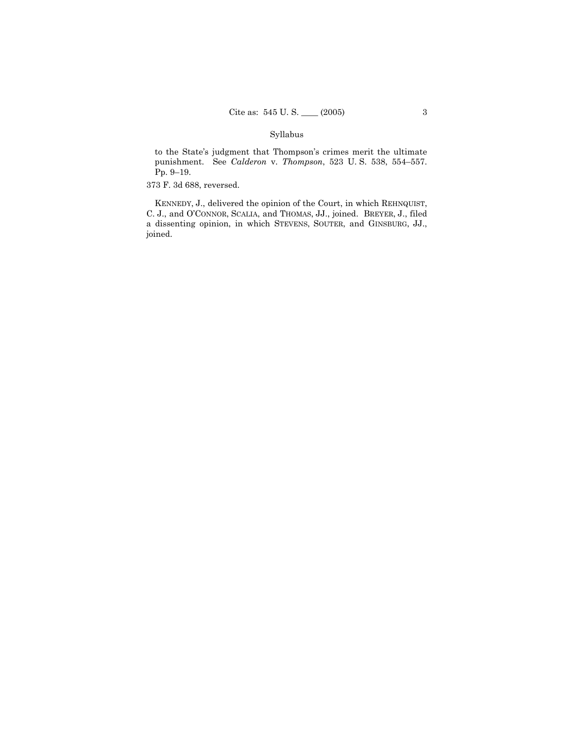to the State's judgment that Thompson's crimes merit the ultimate punishment. See *Calderon* v. *Thompson*, 523 U. S. 538, 554–557. Pp. 9–19.

373 F. 3d 688, reversed.

KENNEDY, J., delivered the opinion of the Court, in which REHNQUIST, C. J., and O'CONNOR, SCALIA, and THOMAS, JJ., joined. BREYER, J., filed a dissenting opinion, in which STEVENS, SOUTER, and GINSBURG, JJ., joined.